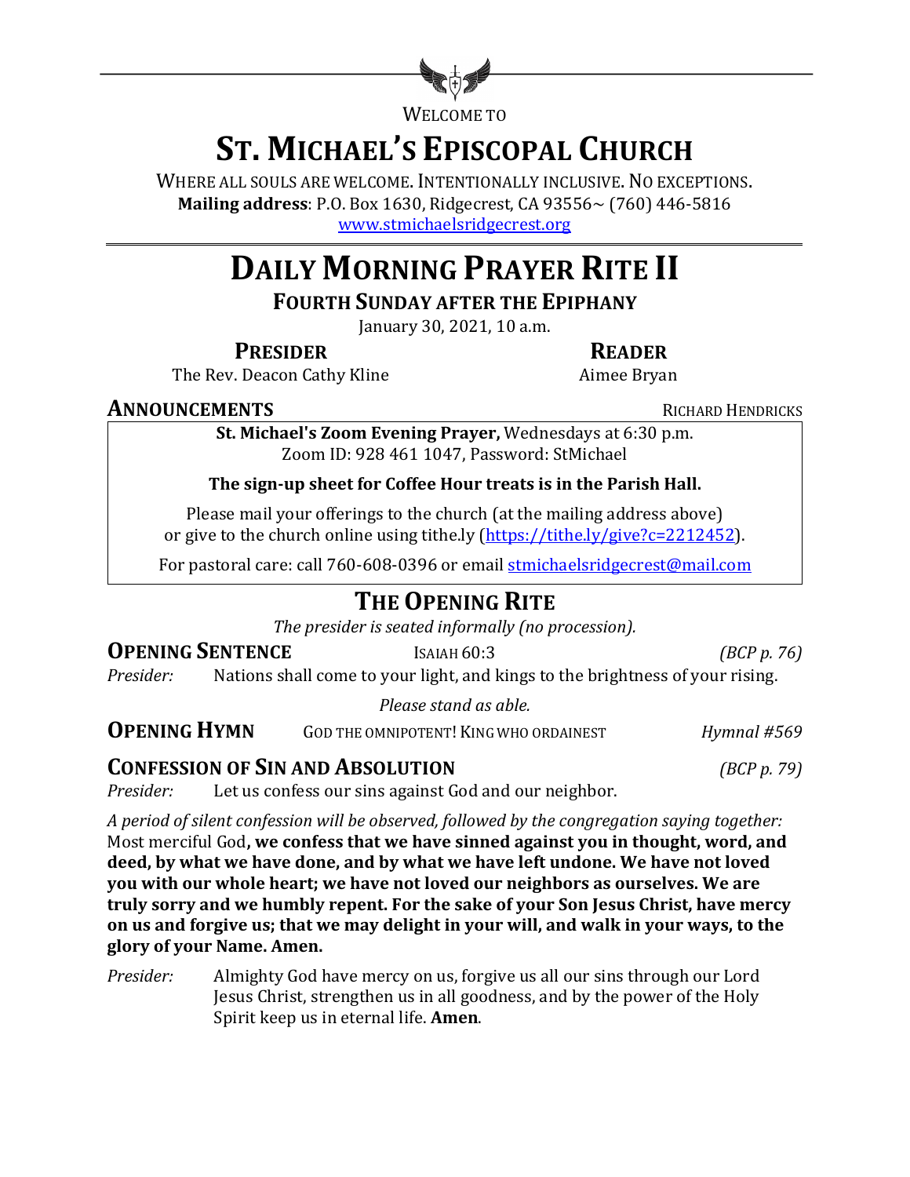WELCOME TO

# ST. MICHAEL'S EPISCOPAL CHURCH

WHERE ALL SOULS ARE WELCOME. INTENTIONALLY INCLUSIVE. NO EXCEPTIONS.
**Mailing address**: P.O. Box 1630, Ridgecrest, CA 93556~ (760) 446-5816
www.stmichaelsridgecrest.org

# DAILY MORNING PRAYER RITE II

## FOURTH SUNDAY AFTER THE EPIPHANY

January 30, 2021, 10 a.m.

**PRESIDER**
The Rev. Deacon Cathy Kline

**READER**
Aimee Bryan

### ANNOUNCEMENTS — RICHARD HENDRICKS

**St. Michael's Zoom Evening Prayer,** Wednesdays at 6:30 p.m.
Zoom ID: 928 461 1047, Password: StMichael

**The sign-up sheet for Coffee Hour treats is in the Parish Hall.**

Please mail your offerings to the church (at the mailing address above) or give to the church online using tithe.ly (https://tithe.ly/give?c=2212452).

For pastoral care: call 760-608-0396 or email stmichaelsridgecrest@mail.com

## THE OPENING RITE

*The presider is seated informally (no procession).*

### OPENING SENTENCE — ISAIAH 60:3 — *(BCP p. 76)*

*Presider:* Nations shall come to your light, and kings to the brightness of your rising.

*Please stand as able.*

### OPENING HYMN — GOD THE OMNIPOTENT! KING WHO ORDAINEST — *Hymnal #569*

### CONFESSION OF SIN AND ABSOLUTION — *(BCP p. 79)*

*Presider:* Let us confess our sins against God and our neighbor.

*A period of silent confession will be observed, followed by the congregation saying together:*
Most merciful God**, we confess that we have sinned against you in thought, word, and deed, by what we have done, and by what we have left undone. We have not loved you with our whole heart; we have not loved our neighbors as ourselves. We are truly sorry and we humbly repent. For the sake of your Son Jesus Christ, have mercy on us and forgive us; that we may delight in your will, and walk in your ways, to the glory of your Name. Amen.**

*Presider:* Almighty God have mercy on us, forgive us all our sins through our Lord Jesus Christ, strengthen us in all goodness, and by the power of the Holy Spirit keep us in eternal life. **Amen**.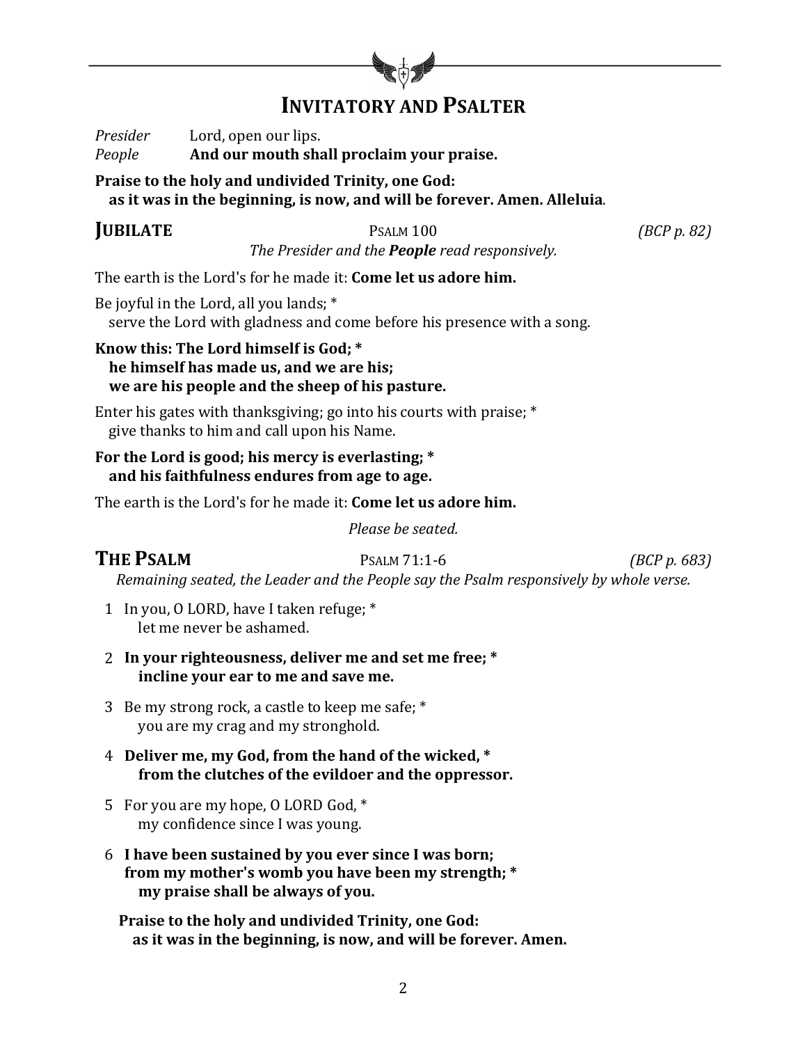# INVITATORY AND PSALTER

*Presider* Lord, open our lips.
*People* **And our mouth shall proclaim your praise.**

**Praise to the holy and undivided Trinity, one God:**
**as it was in the beginning, is now, and will be forever. Amen. Alleluia.**

## JUBILATE — PSALM 100 *(BCP p. 82)*

*The Presider and the **People** read responsively.*

The earth is the Lord's for he made it: **Come let us adore him.**

Be joyful in the Lord, all you lands; *
serve the Lord with gladness and come before his presence with a song.

**Know this: The Lord himself is God; *
he himself has made us, and we are his;
we are his people and the sheep of his pasture.**

Enter his gates with thanksgiving; go into his courts with praise; *
give thanks to him and call upon his Name.

**For the Lord is good; his mercy is everlasting; *
and his faithfulness endures from age to age.**

The earth is the Lord's for he made it: **Come let us adore him.**

*Please be seated.*

## THE PSALM — PSALM 71:1-6 *(BCP p. 683)*

*Remaining seated, the Leader and the People say the Psalm responsively by whole verse.*

1 In you, O LORD, have I taken refuge; *
let me never be ashamed.

2 **In your righteousness, deliver me and set me free; *
incline your ear to me and save me.**

3 Be my strong rock, a castle to keep me safe; *
you are my crag and my stronghold.

4 **Deliver me, my God, from the hand of the wicked, *
from the clutches of the evildoer and the oppressor.**

5 For you are my hope, O LORD God, *
my confidence since I was young.

6 **I have been sustained by you ever since I was born;
from my mother's womb you have been my strength; *
my praise shall be always of you.**

**Praise to the holy and undivided Trinity, one God:
as it was in the beginning, is now, and will be forever. Amen.**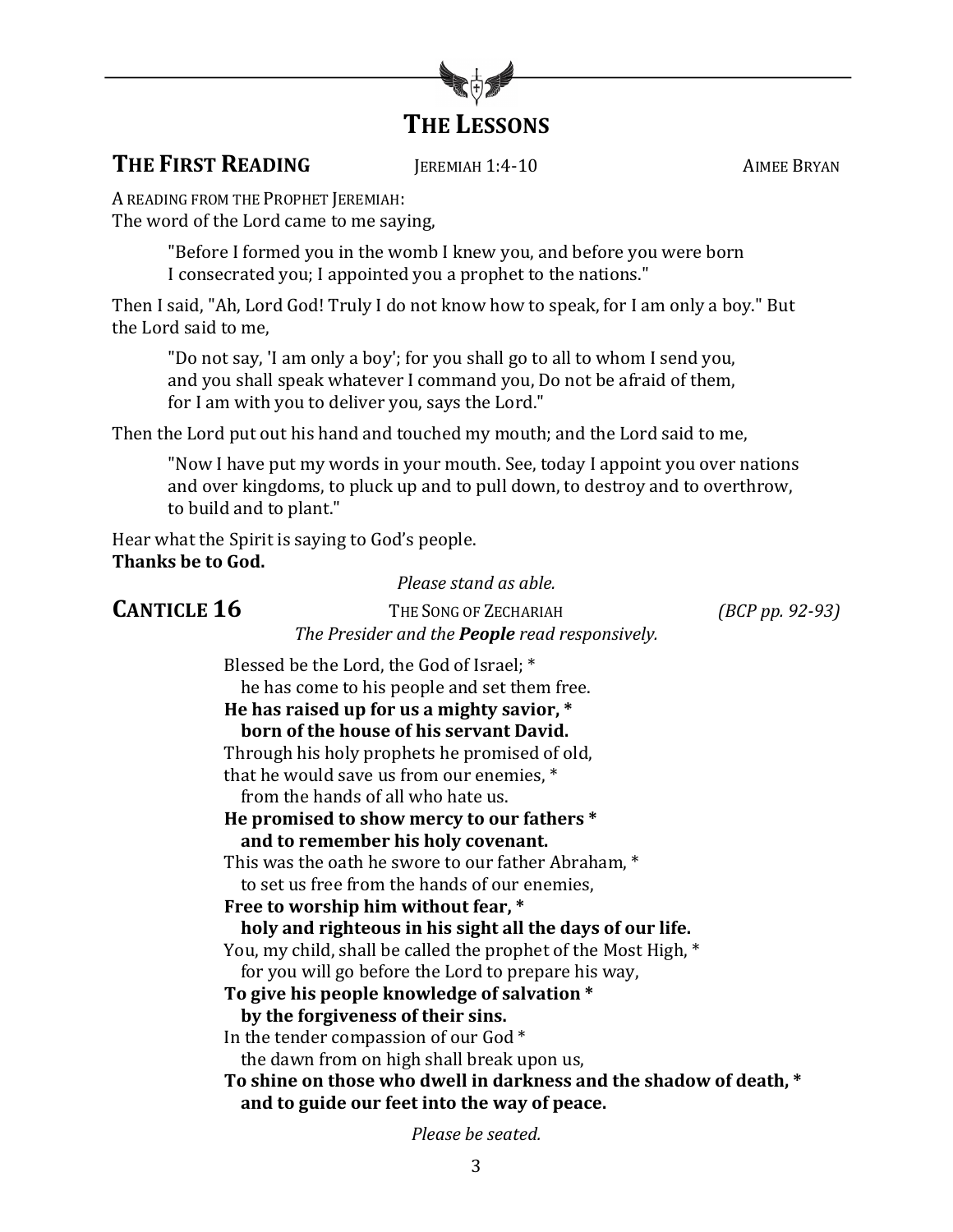# THE LESSONS

## THE FIRST READING — JEREMIAH 1:4-10 — AIMEE BRYAN

A READING FROM THE PROPHET JEREMIAH:
The word of the Lord came to me saying,

> "Before I formed you in the womb I knew you, and before you were born
> I consecrated you; I appointed you a prophet to the nations."

Then I said, "Ah, Lord God! Truly I do not know how to speak, for I am only a boy." But the Lord said to me,

> "Do not say, 'I am only a boy'; for you shall go to all to whom I send you,
> and you shall speak whatever I command you, Do not be afraid of them,
> for I am with you to deliver you, says the Lord."

Then the Lord put out his hand and touched my mouth; and the Lord said to me,

> "Now I have put my words in your mouth. See, today I appoint you over nations
> and over kingdoms, to pluck up and to pull down, to destroy and to overthrow,
> to build and to plant."

Hear what the Spirit is saying to God's people.
**Thanks be to God.**

*Please stand as able.*

## CANTICLE 16 — THE SONG OF ZECHARIAH — *(BCP pp. 92-93)*

*The Presider and the **People** read responsively.*

Blessed be the Lord, the God of Israel; *
  he has come to his people and set them free.
**He has raised up for us a mighty savior, ***
  **born of the house of his servant David.**
Through his holy prophets he promised of old,
that he would save us from our enemies, *
  from the hands of all who hate us.
**He promised to show mercy to our fathers ***
  **and to remember his holy covenant.**
This was the oath he swore to our father Abraham, *
  to set us free from the hands of our enemies,
**Free to worship him without fear, ***
  **holy and righteous in his sight all the days of our life.**
You, my child, shall be called the prophet of the Most High, *
  for you will go before the Lord to prepare his way,
**To give his people knowledge of salvation ***
  **by the forgiveness of their sins.**
In the tender compassion of our God *
  the dawn from on high shall break upon us,
**To shine on those who dwell in darkness and the shadow of death, ***
  **and to guide our feet into the way of peace.**

*Please be seated.*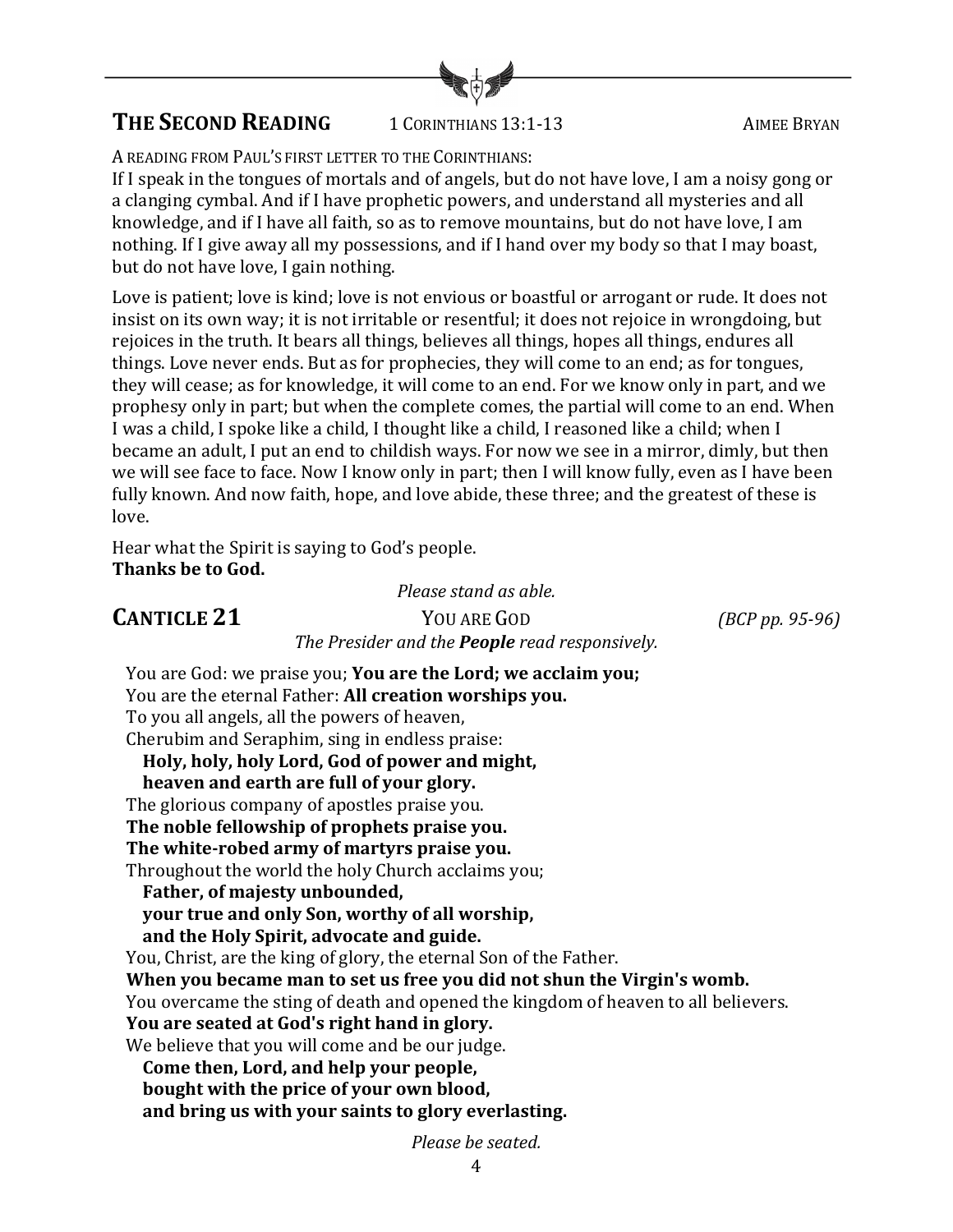## THE SECOND READING    1 CORINTHIANS 13:1-13    AIMEE BRYAN

A READING FROM PAUL'S FIRST LETTER TO THE CORINTHIANS:

If I speak in the tongues of mortals and of angels, but do not have love, I am a noisy gong or a clanging cymbal. And if I have prophetic powers, and understand all mysteries and all knowledge, and if I have all faith, so as to remove mountains, but do not have love, I am nothing. If I give away all my possessions, and if I hand over my body so that I may boast, but do not have love, I gain nothing.

Love is patient; love is kind; love is not envious or boastful or arrogant or rude. It does not insist on its own way; it is not irritable or resentful; it does not rejoice in wrongdoing, but rejoices in the truth. It bears all things, believes all things, hopes all things, endures all things. Love never ends. But as for prophecies, they will come to an end; as for tongues, they will cease; as for knowledge, it will come to an end. For we know only in part, and we prophesy only in part; but when the complete comes, the partial will come to an end. When I was a child, I spoke like a child, I thought like a child, I reasoned like a child; when I became an adult, I put an end to childish ways. For now we see in a mirror, dimly, but then we will see face to face. Now I know only in part; then I will know fully, even as I have been fully known. And now faith, hope, and love abide, these three; and the greatest of these is love.

Hear what the Spirit is saying to God's people.
**Thanks be to God.**

*Please stand as able.*

## CANTICLE 21    YOU ARE GOD    *(BCP pp. 95-96)*

*The Presider and the **People** read responsively.*

You are God: we praise you; **You are the Lord; we acclaim you;**
You are the eternal Father: **All creation worships you.**
To you all angels, all the powers of heaven,
Cherubim and Seraphim, sing in endless praise:
**Holy, holy, holy Lord, God of power and might,**
**heaven and earth are full of your glory.**
The glorious company of apostles praise you.
**The noble fellowship of prophets praise you.**
**The white-robed army of martyrs praise you.**
Throughout the world the holy Church acclaims you;
**Father, of majesty unbounded,**
**your true and only Son, worthy of all worship,**
**and the Holy Spirit, advocate and guide.**
You, Christ, are the king of glory, the eternal Son of the Father.
**When you became man to set us free you did not shun the Virgin's womb.**
You overcame the sting of death and opened the kingdom of heaven to all believers.
**You are seated at God's right hand in glory.**
We believe that you will come and be our judge.
**Come then, Lord, and help your people,**
**bought with the price of your own blood,**
**and bring us with your saints to glory everlasting.**

*Please be seated.*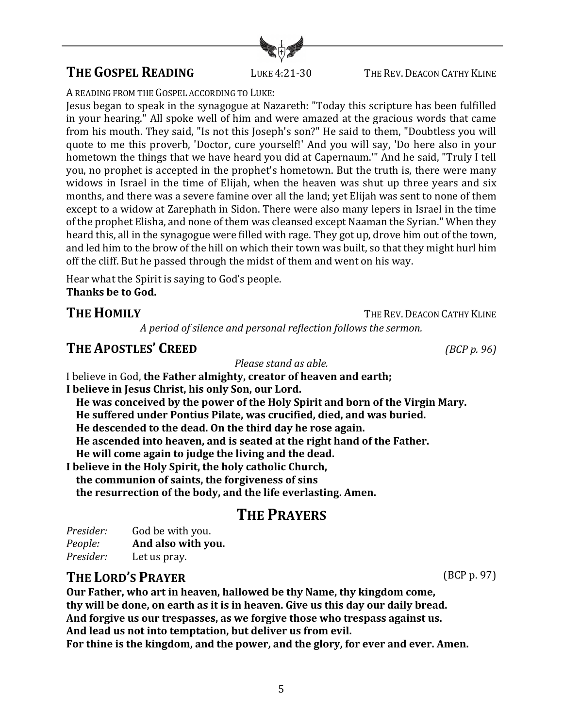## THE GOSPEL READING

LUKE 4:21-30 — THE REV. DEACON CATHY KLINE

A READING FROM THE GOSPEL ACCORDING TO LUKE:

Jesus began to speak in the synagogue at Nazareth: "Today this scripture has been fulfilled in your hearing." All spoke well of him and were amazed at the gracious words that came from his mouth. They said, "Is not this Joseph's son?" He said to them, "Doubtless you will quote to me this proverb, 'Doctor, cure yourself!' And you will say, 'Do here also in your hometown the things that we have heard you did at Capernaum.'" And he said, "Truly I tell you, no prophet is accepted in the prophet's hometown. But the truth is, there were many widows in Israel in the time of Elijah, when the heaven was shut up three years and six months, and there was a severe famine over all the land; yet Elijah was sent to none of them except to a widow at Zarephath in Sidon. There were also many lepers in Israel in the time of the prophet Elisha, and none of them was cleansed except Naaman the Syrian." When they heard this, all in the synagogue were filled with rage. They got up, drove him out of the town, and led him to the brow of the hill on which their town was built, so that they might hurl him off the cliff. But he passed through the midst of them and went on his way.

Hear what the Spirit is saying to God's people.
**Thanks be to God.**

## THE HOMILY

THE REV. DEACON CATHY KLINE

*A period of silence and personal reflection follows the sermon.*

## THE APOSTLES' CREED

*(BCP p. 96)*

*Please stand as able.*

I believe in God, **the Father almighty, creator of heaven and earth;**
**I believe in Jesus Christ, his only Son, our Lord.**
**He was conceived by the power of the Holy Spirit and born of the Virgin Mary.**
**He suffered under Pontius Pilate, was crucified, died, and was buried.**
**He descended to the dead. On the third day he rose again.**
**He ascended into heaven, and is seated at the right hand of the Father.**
**He will come again to judge the living and the dead.**
**I believe in the Holy Spirit, the holy catholic Church,**
**the communion of saints, the forgiveness of sins**
**the resurrection of the body, and the life everlasting. Amen.**

# THE PRAYERS

*Presider:* God be with you.
*People:* **And also with you.**
*Presider:* Let us pray.

## THE LORD'S PRAYER

(BCP p. 97)

**Our Father, who art in heaven, hallowed be thy Name, thy kingdom come,**
**thy will be done, on earth as it is in heaven. Give us this day our daily bread.**
**And forgive us our trespasses, as we forgive those who trespass against us.**
**And lead us not into temptation, but deliver us from evil.**
**For thine is the kingdom, and the power, and the glory, for ever and ever. Amen.**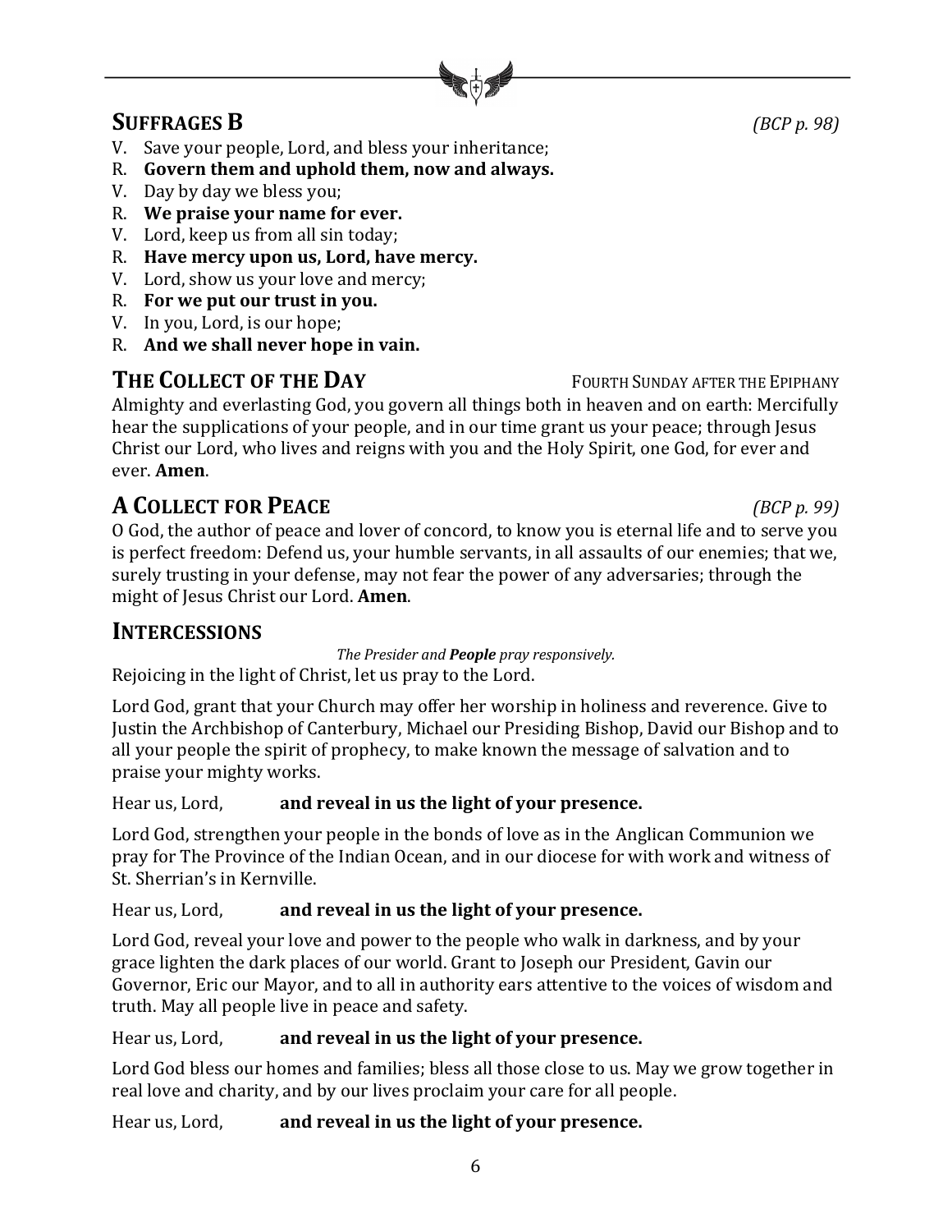## SUFFRAGES B *(BCP p. 98)*

V. Save your people, Lord, and bless your inheritance;
R. **Govern them and uphold them, now and always.**
V. Day by day we bless you;
R. **We praise your name for ever.**
V. Lord, keep us from all sin today;
R. **Have mercy upon us, Lord, have mercy.**
V. Lord, show us your love and mercy;
R. **For we put our trust in you.**
V. In you, Lord, is our hope;
R. **And we shall never hope in vain.**

## THE COLLECT OF THE DAY FOURTH SUNDAY AFTER THE EPIPHANY

Almighty and everlasting God, you govern all things both in heaven and on earth: Mercifully hear the supplications of your people, and in our time grant us your peace; through Jesus Christ our Lord, who lives and reigns with you and the Holy Spirit, one God, for ever and ever. **Amen**.

## A COLLECT FOR PEACE *(BCP p. 99)*

O God, the author of peace and lover of concord, to know you is eternal life and to serve you is perfect freedom: Defend us, your humble servants, in all assaults of our enemies; that we, surely trusting in your defense, may not fear the power of any adversaries; through the might of Jesus Christ our Lord. **Amen**.

## INTERCESSIONS

*The Presider and **People** pray responsively.*

Rejoicing in the light of Christ, let us pray to the Lord.

Lord God, grant that your Church may offer her worship in holiness and reverence. Give to Justin the Archbishop of Canterbury, Michael our Presiding Bishop, David our Bishop and to all your people the spirit of prophecy, to make known the message of salvation and to praise your mighty works.

Hear us, Lord, **and reveal in us the light of your presence.**

Lord God, strengthen your people in the bonds of love as in the Anglican Communion we pray for The Province of the Indian Ocean, and in our diocese for with work and witness of St. Sherrian's in Kernville.

Hear us, Lord, **and reveal in us the light of your presence.**

Lord God, reveal your love and power to the people who walk in darkness, and by your grace lighten the dark places of our world. Grant to Joseph our President, Gavin our Governor, Eric our Mayor, and to all in authority ears attentive to the voices of wisdom and truth. May all people live in peace and safety.

Hear us, Lord, **and reveal in us the light of your presence.**

Lord God bless our homes and families; bless all those close to us. May we grow together in real love and charity, and by our lives proclaim your care for all people.

Hear us, Lord, **and reveal in us the light of your presence.**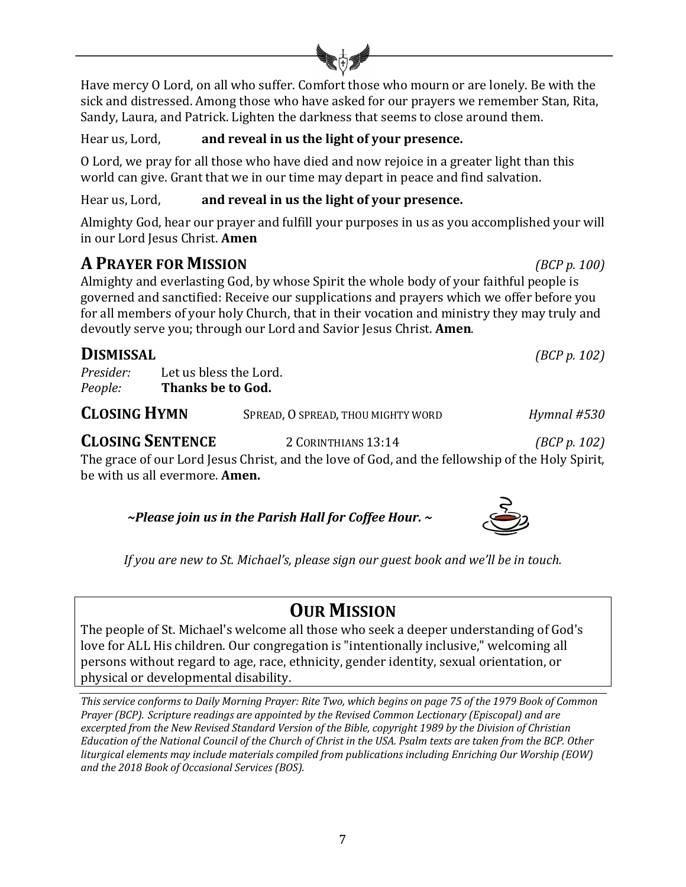Have mercy O Lord, on all who suffer. Comfort those who mourn or are lonely. Be with the sick and distressed. Among those who have asked for our prayers we remember Stan, Rita, Sandy, Laura, and Patrick. Lighten the darkness that seems to close around them.

Hear us, Lord, **and reveal in us the light of your presence.**

O Lord, we pray for all those who have died and now rejoice in a greater light than this world can give. Grant that we in our time may depart in peace and find salvation.

Hear us, Lord, **and reveal in us the light of your presence.**

Almighty God, hear our prayer and fulfill your purposes in us as you accomplished your will in our Lord Jesus Christ. **Amen**

## A Prayer for Mission *(BCP p. 100)*

Almighty and everlasting God, by whose Spirit the whole body of your faithful people is governed and sanctified: Receive our supplications and prayers which we offer before you for all members of your holy Church, that in their vocation and ministry they may truly and devoutly serve you; through our Lord and Savior Jesus Christ. **Amen**.

## Dismissal *(BCP p. 102)*

*Presider:* Let us bless the Lord.
*People:* **Thanks be to God.**

## Closing Hymn — Spread, O Spread, Thou Mighty Word — *Hymnal #530*

## Closing Sentence — 2 Corinthians 13:14 — *(BCP p. 102)*

The grace of our Lord Jesus Christ, and the love of God, and the fellowship of the Holy Spirit, be with us all evermore. **Amen.**

***~Please join us in the Parish Hall for Coffee Hour. ~***

*If you are new to St. Michael's, please sign our guest book and we'll be in touch.*

## Our Mission

The people of St. Michael's welcome all those who seek a deeper understanding of God's love for ALL His children. Our congregation is "intentionally inclusive," welcoming all persons without regard to age, race, ethnicity, gender identity, sexual orientation, or physical or developmental disability.

*This service conforms to Daily Morning Prayer: Rite Two, which begins on page 75 of the 1979 Book of Common Prayer (BCP). Scripture readings are appointed by the Revised Common Lectionary (Episcopal) and are excerpted from the New Revised Standard Version of the Bible, copyright 1989 by the Division of Christian Education of the National Council of the Church of Christ in the USA. Psalm texts are taken from the BCP. Other liturgical elements may include materials compiled from publications including Enriching Our Worship (EOW) and the 2018 Book of Occasional Services (BOS).*